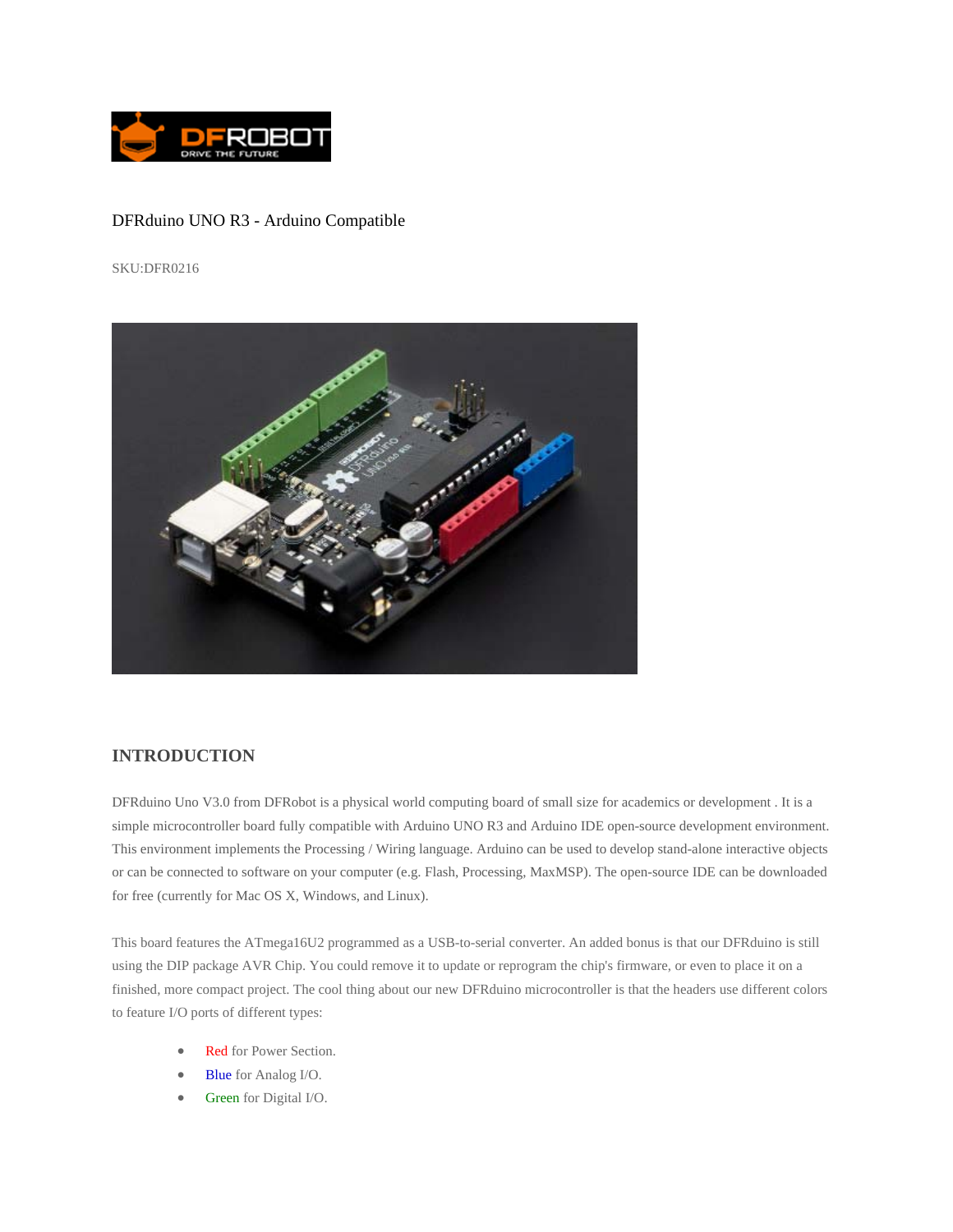DFRduino UNO R3 - Arduino Compatible

SKU:DFR0216

## INTRODUCTION

DFRduino Uno V3.0 from DFRobot is a physical world computing board of small size for academics or development . It is a simple microcontroller board fully compatible with Arduino UNO R3 and Arduino IDE open-source development environment. This environment implements the Processing / Wiring language. Arduino can be used to develop stand-alone interactive objects or can be connected to software on your computer (e.g. Flash, Processing, MaxMSP). The open-source IDE can be downloaded for free (currently for Mac OS X, Windows, and Linux).

This board features the ATmega16U2 programmed as a USB-to-serial converter. An added bonus is that our DFRduino is still using the DIP package AVR Chip. You could remove it to update or reprogram the chip's firmware, or even to place it on a finished, more compact project. The cool thing about our new DFRduino microcontroller is that the headers use different colors to feature I/O ports of different types:

- Red for Power Section.
- Blue for Analog I/O.
- Green for Digital I/O.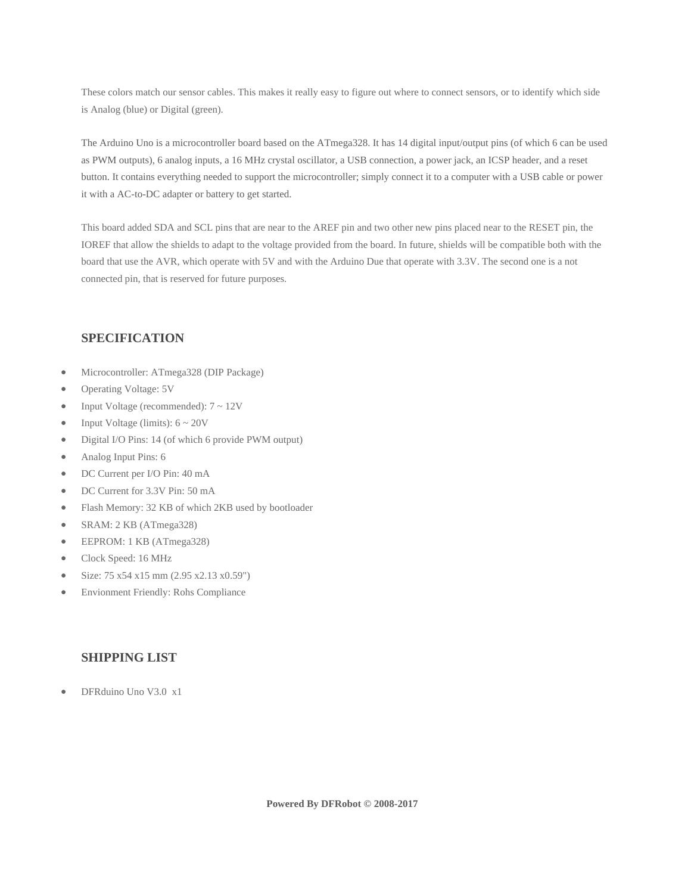These colors match our sensor cables. This makes it really easy to figure out where to connect sensors, or to identify which side is Analog (blue) or Digital (green).

The Arduino Uno is a microcontroller board based on the ATmega328. It has 14 digital input/output pins (of which 6 can be used as PWM outputs), 6 analog inputs, a 16 MHz crystal oscillator, a USB connection, a power jack, an ICSP header, and a reset button. It contains everything needed to support the microcontroller; simply connect it to a computer with a USB cable or power it with a AC-to-DC adapter or battery to get started.

This board added SDA and SCL pins that are near to the AREF pin and two other new pins placed near to the RESET pin, the IOREF that allow the shields to adapt to the voltage provided from the board. In future, shields will be compatible both with the board that use the AVR, which operate with 5V and with the Arduino Due that operate with 3.3V. The second one is a not connected pin, that is reserved for future purposes.

## SPECIFICATION

- Microcontroller: ATmega328 (DIP Package)
- Operating Voltage: 5V
- Input Voltage (recommended): 7 ~ 12V
- Input Voltage (limits): 6 ~ 20V
- Digital I/O Pins: 14 (of which 6 provide PWM output)
- Analog Input Pins: 6
- DC Current per I/O Pin: 40 mA
- DC Current for 3.3V Pin: 50 mA
- Flash Memory: 32 KB of which 2KB used by bootloader
- SRAM: 2 KB (ATmega328)
- EEPROM: 1 KB (ATmega328)
- Clock Speed: 16 MHz
- Size: 75 x54 x15 mm (2.95 x2.13 x0.59")
- Envionment Friendly: Rohs Compliance

## SHIPPING LIST

- DFRduino Uno V3.0 x1

**Powered By DFRobot © 2008-2017**